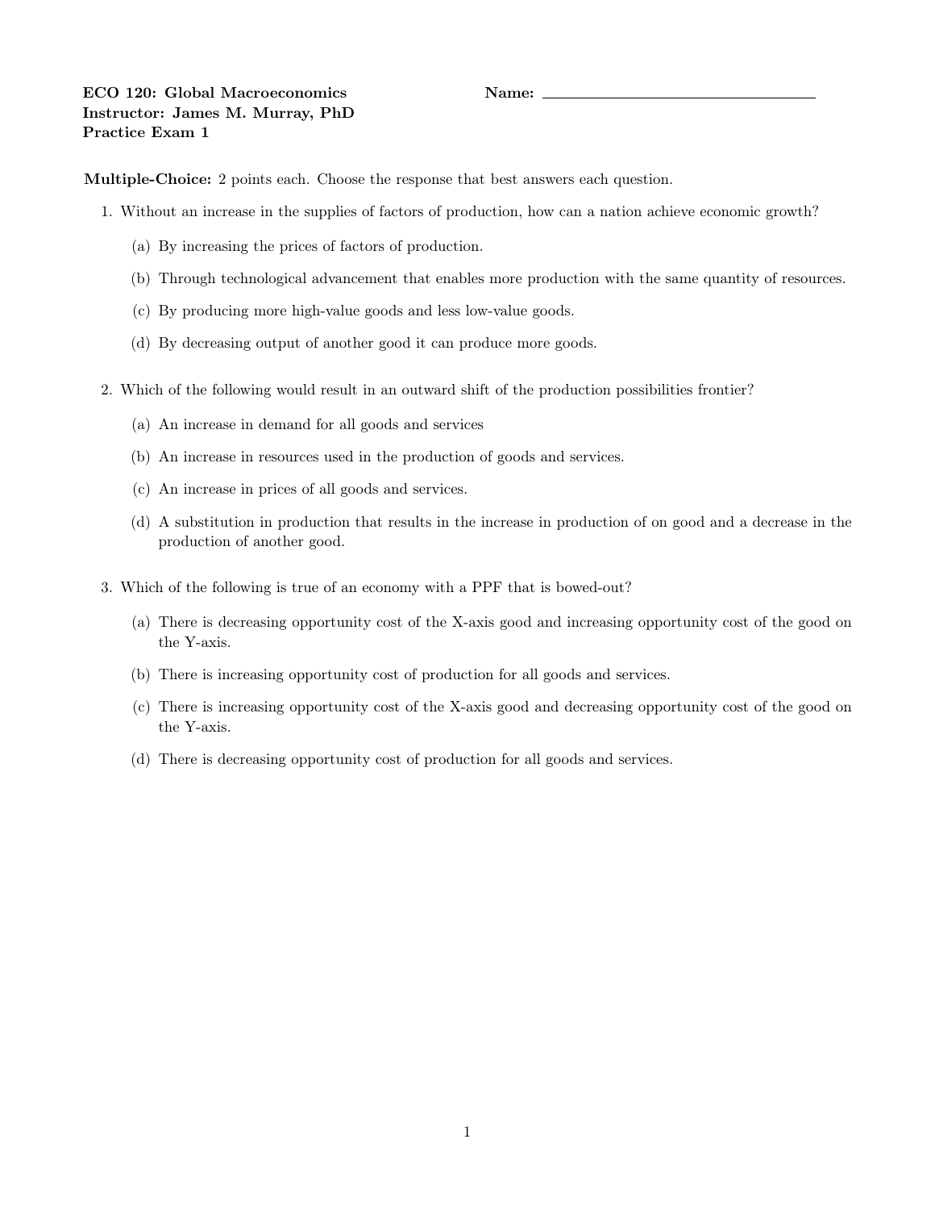**ECO 120: Global Macroeconomics** **Name:** ______________________________
**Instructor: James M. Murray, PhD**
**Practice Exam 1**

**Multiple-Choice:** 2 points each. Choose the response that best answers each question.

1. Without an increase in the supplies of factors of production, how can a nation achieve economic growth?

   (a) By increasing the prices of factors of production.

   (b) Through technological advancement that enables more production with the same quantity of resources.

   (c) By producing more high-value goods and less low-value goods.

   (d) By decreasing output of another good it can produce more goods.

2. Which of the following would result in an outward shift of the production possibilities frontier?

   (a) An increase in demand for all goods and services

   (b) An increase in resources used in the production of goods and services.

   (c) An increase in prices of all goods and services.

   (d) A substitution in production that results in the increase in production of on good and a decrease in the production of another good.

3. Which of the following is true of an economy with a PPF that is bowed-out?

   (a) There is decreasing opportunity cost of the X-axis good and increasing opportunity cost of the good on the Y-axis.

   (b) There is increasing opportunity cost of production for all goods and services.

   (c) There is increasing opportunity cost of the X-axis good and decreasing opportunity cost of the good on the Y-axis.

   (d) There is decreasing opportunity cost of production for all goods and services.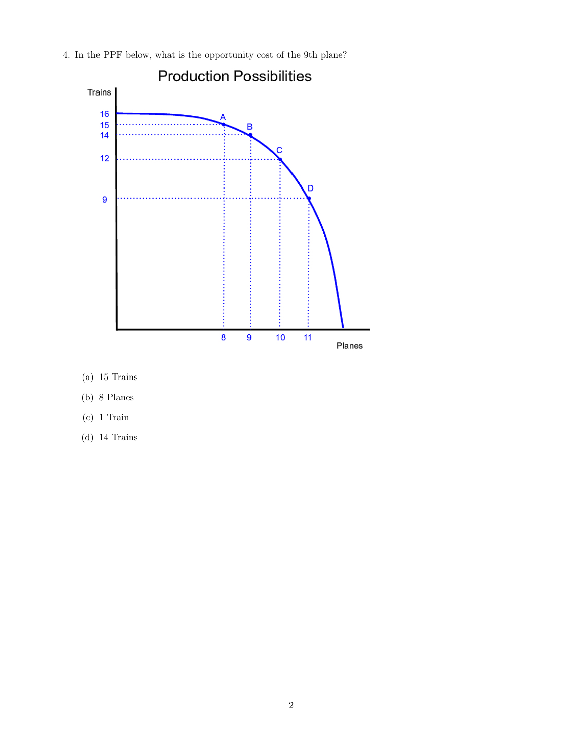4. In the PPF below, what is the opportunity cost of the 9th plane?

(a) 15 Trains

(b) 8 Planes

(c) 1 Train

(d) 14 Trains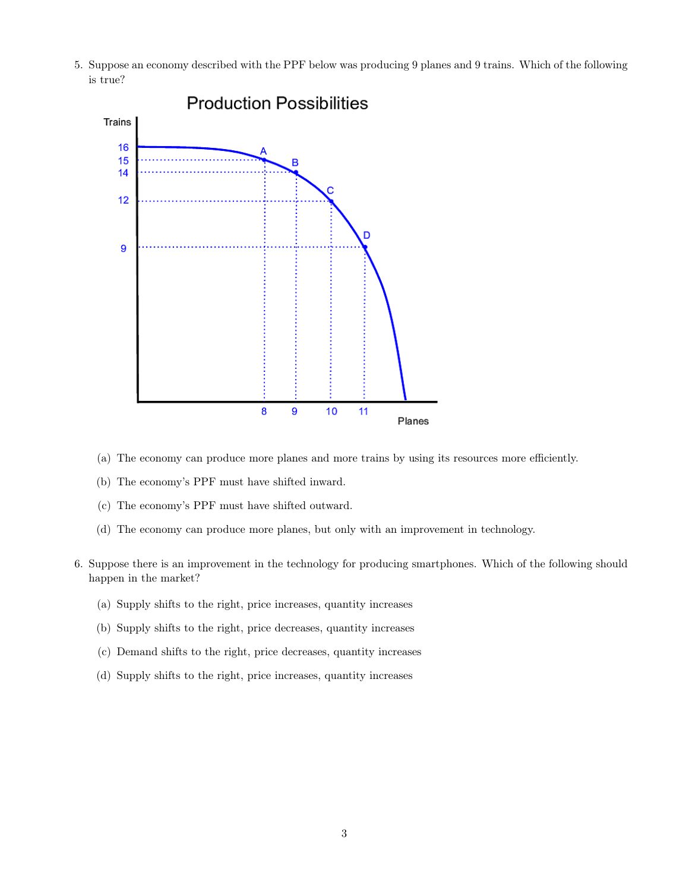5. Suppose an economy described with the PPF below was producing 9 planes and 9 trains. Which of the following is true?

   (a) The economy can produce more planes and more trains by using its resources more efficiently.

   (b) The economy's PPF must have shifted inward.

   (c) The economy's PPF must have shifted outward.

   (d) The economy can produce more planes, but only with an improvement in technology.

6. Suppose there is an improvement in the technology for producing smartphones. Which of the following should happen in the market?

   (a) Supply shifts to the right, price increases, quantity increases

   (b) Supply shifts to the right, price decreases, quantity increases

   (c) Demand shifts to the right, price decreases, quantity increases

   (d) Supply shifts to the right, price increases, quantity increases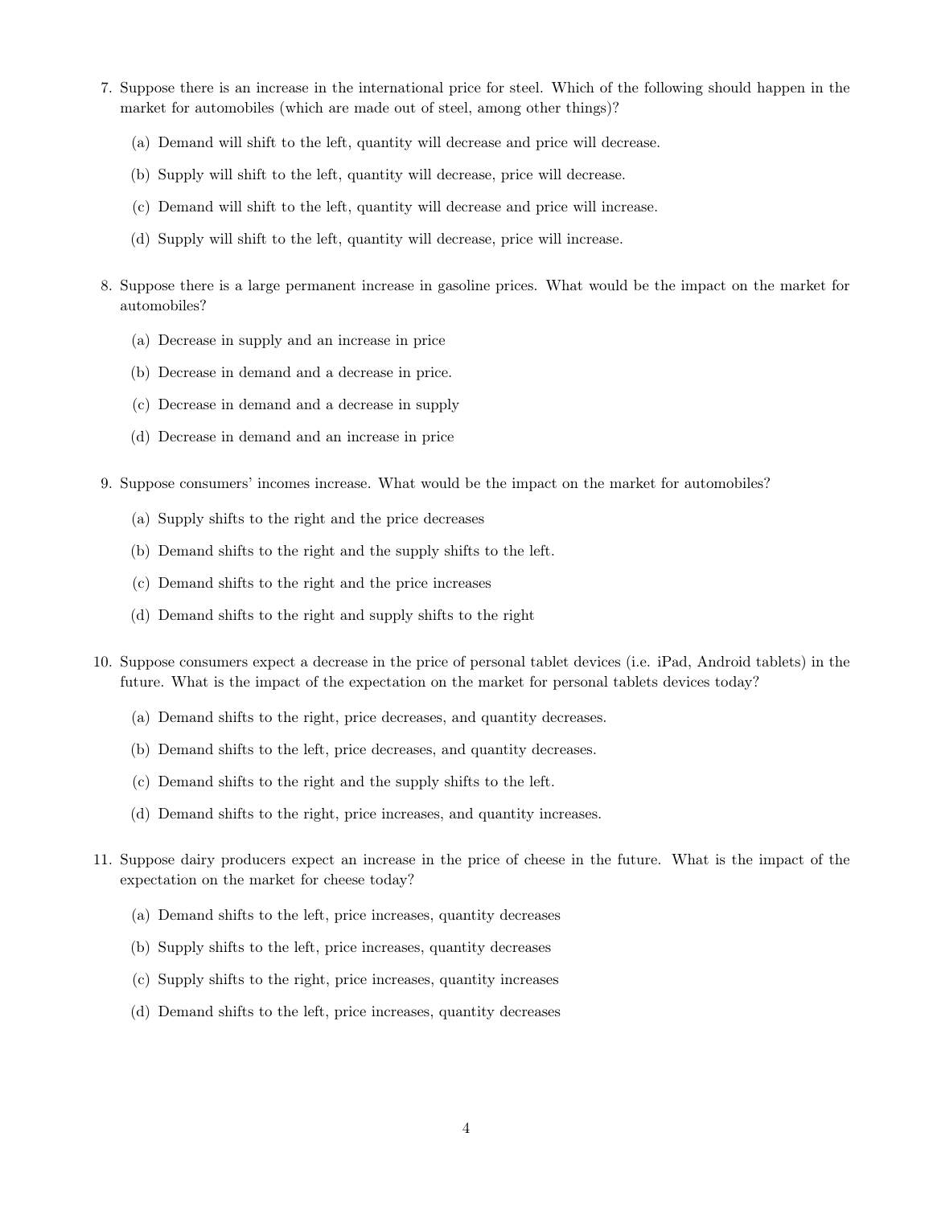7. Suppose there is an increase in the international price for steel. Which of the following should happen in the market for automobiles (which are made out of steel, among other things)?

   (a) Demand will shift to the left, quantity will decrease and price will decrease.

   (b) Supply will shift to the left, quantity will decrease, price will decrease.

   (c) Demand will shift to the left, quantity will decrease and price will increase.

   (d) Supply will shift to the left, quantity will decrease, price will increase.

8. Suppose there is a large permanent increase in gasoline prices. What would be the impact on the market for automobiles?

   (a) Decrease in supply and an increase in price

   (b) Decrease in demand and a decrease in price.

   (c) Decrease in demand and a decrease in supply

   (d) Decrease in demand and an increase in price

9. Suppose consumers' incomes increase. What would be the impact on the market for automobiles?

   (a) Supply shifts to the right and the price decreases

   (b) Demand shifts to the right and the supply shifts to the left.

   (c) Demand shifts to the right and the price increases

   (d) Demand shifts to the right and supply shifts to the right

10. Suppose consumers expect a decrease in the price of personal tablet devices (i.e. iPad, Android tablets) in the future. What is the impact of the expectation on the market for personal tablets devices today?

    (a) Demand shifts to the right, price decreases, and quantity decreases.

    (b) Demand shifts to the left, price decreases, and quantity decreases.

    (c) Demand shifts to the right and the supply shifts to the left.

    (d) Demand shifts to the right, price increases, and quantity increases.

11. Suppose dairy producers expect an increase in the price of cheese in the future. What is the impact of the expectation on the market for cheese today?

    (a) Demand shifts to the left, price increases, quantity decreases

    (b) Supply shifts to the left, price increases, quantity decreases

    (c) Supply shifts to the right, price increases, quantity increases

    (d) Demand shifts to the left, price increases, quantity decreases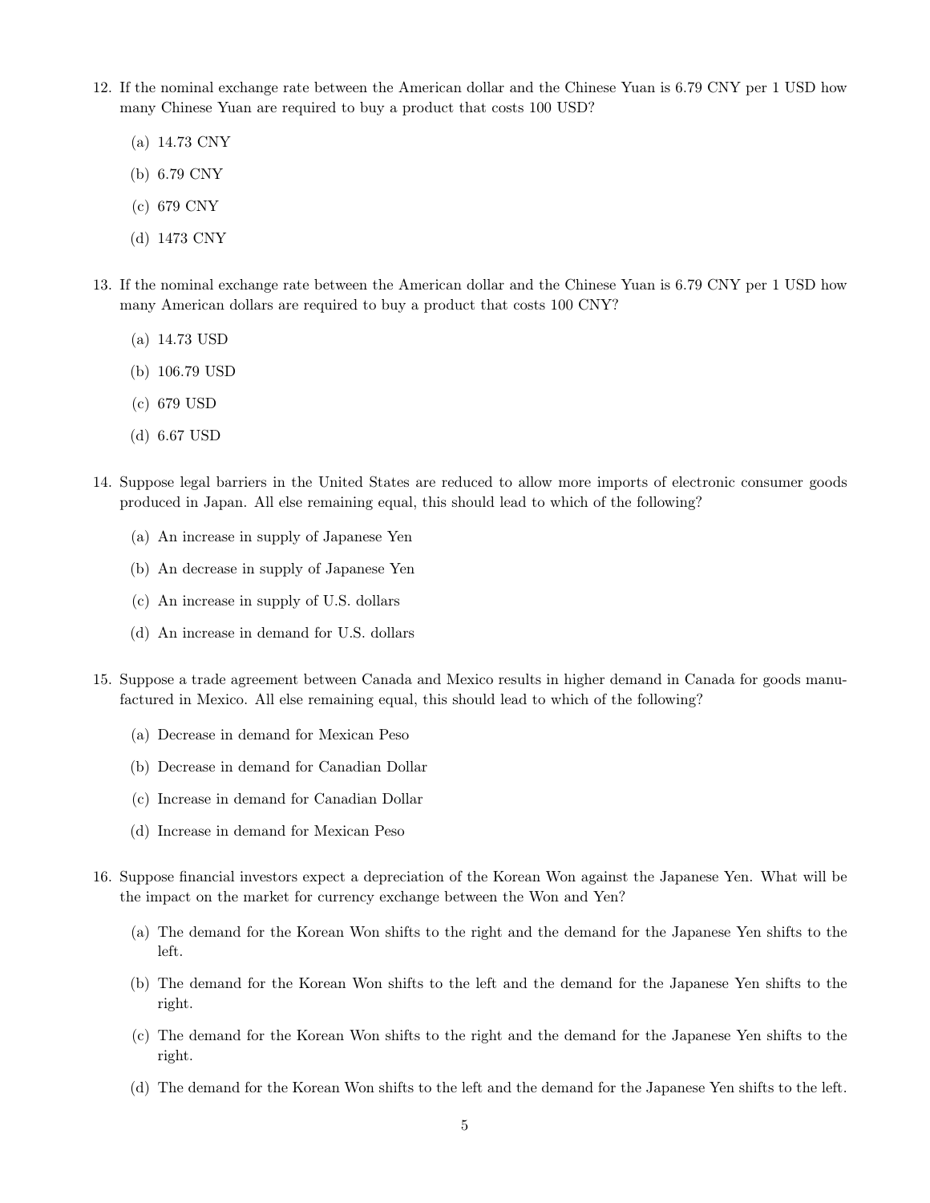12. If the nominal exchange rate between the American dollar and the Chinese Yuan is 6.79 CNY per 1 USD how many Chinese Yuan are required to buy a product that costs 100 USD?

    (a) 14.73 CNY

    (b) 6.79 CNY

    (c) 679 CNY

    (d) 1473 CNY

13. If the nominal exchange rate between the American dollar and the Chinese Yuan is 6.79 CNY per 1 USD how many American dollars are required to buy a product that costs 100 CNY?

    (a) 14.73 USD

    (b) 106.79 USD

    (c) 679 USD

    (d) 6.67 USD

14. Suppose legal barriers in the United States are reduced to allow more imports of electronic consumer goods produced in Japan. All else remaining equal, this should lead to which of the following?

    (a) An increase in supply of Japanese Yen

    (b) An decrease in supply of Japanese Yen

    (c) An increase in supply of U.S. dollars

    (d) An increase in demand for U.S. dollars

15. Suppose a trade agreement between Canada and Mexico results in higher demand in Canada for goods manufactured in Mexico. All else remaining equal, this should lead to which of the following?

    (a) Decrease in demand for Mexican Peso

    (b) Decrease in demand for Canadian Dollar

    (c) Increase in demand for Canadian Dollar

    (d) Increase in demand for Mexican Peso

16. Suppose financial investors expect a depreciation of the Korean Won against the Japanese Yen. What will be the impact on the market for currency exchange between the Won and Yen?

    (a) The demand for the Korean Won shifts to the right and the demand for the Japanese Yen shifts to the left.

    (b) The demand for the Korean Won shifts to the left and the demand for the Japanese Yen shifts to the right.

    (c) The demand for the Korean Won shifts to the right and the demand for the Japanese Yen shifts to the right.

    (d) The demand for the Korean Won shifts to the left and the demand for the Japanese Yen shifts to the left.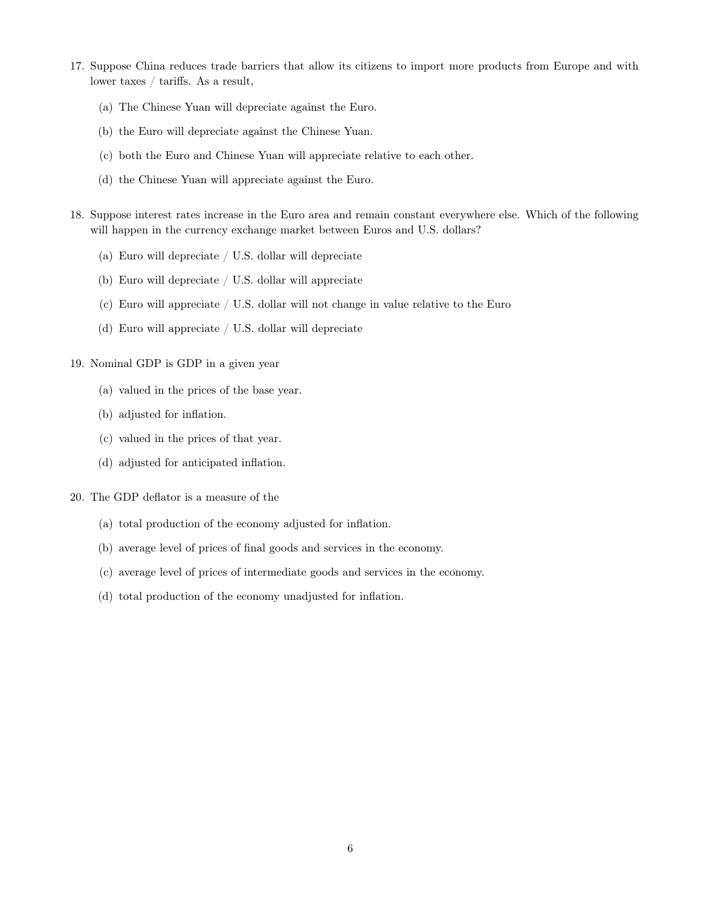17. Suppose China reduces trade barriers that allow its citizens to import more products from Europe and with lower taxes / tariffs. As a result,

    (a) The Chinese Yuan will depreciate against the Euro.

    (b) the Euro will depreciate against the Chinese Yuan.

    (c) both the Euro and Chinese Yuan will appreciate relative to each other.

    (d) the Chinese Yuan will appreciate against the Euro.

18. Suppose interest rates increase in the Euro area and remain constant everywhere else. Which of the following will happen in the currency exchange market between Euros and U.S. dollars?

    (a) Euro will depreciate / U.S. dollar will depreciate

    (b) Euro will depreciate / U.S. dollar will appreciate

    (c) Euro will appreciate / U.S. dollar will not change in value relative to the Euro

    (d) Euro will appreciate / U.S. dollar will depreciate

19. Nominal GDP is GDP in a given year

    (a) valued in the prices of the base year.

    (b) adjusted for inflation.

    (c) valued in the prices of that year.

    (d) adjusted for anticipated inflation.

20. The GDP deflator is a measure of the

    (a) total production of the economy adjusted for inflation.

    (b) average level of prices of final goods and services in the economy.

    (c) average level of prices of intermediate goods and services in the economy.

    (d) total production of the economy unadjusted for inflation.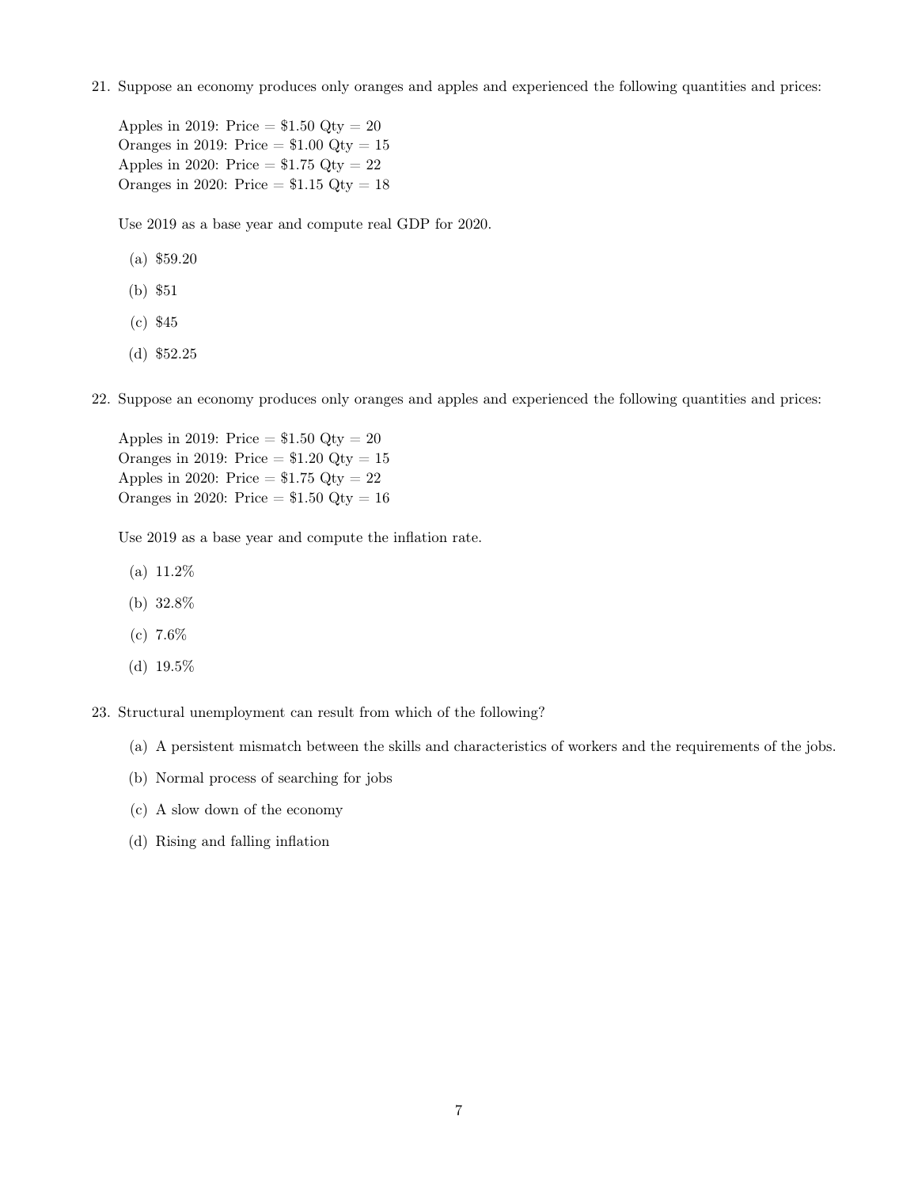21. Suppose an economy produces only oranges and apples and experienced the following quantities and prices:

    Apples in 2019: Price = \$1.50 Qty = 20
    Oranges in 2019: Price = \$1.00 Qty = 15
    Apples in 2020: Price = \$1.75 Qty = 22
    Oranges in 2020: Price = \$1.15 Qty = 18

    Use 2019 as a base year and compute real GDP for 2020.

    (a) \$59.20

    (b) \$51

    (c) \$45

    (d) \$52.25

22. Suppose an economy produces only oranges and apples and experienced the following quantities and prices:

    Apples in 2019: Price = \$1.50 Qty = 20
    Oranges in 2019: Price = \$1.20 Qty = 15
    Apples in 2020: Price = \$1.75 Qty = 22
    Oranges in 2020: Price = \$1.50 Qty = 16

    Use 2019 as a base year and compute the inflation rate.

    (a) 11.2%

    (b) 32.8%

    (c) 7.6%

    (d) 19.5%

23. Structural unemployment can result from which of the following?

    (a) A persistent mismatch between the skills and characteristics of workers and the requirements of the jobs.

    (b) Normal process of searching for jobs

    (c) A slow down of the economy

    (d) Rising and falling inflation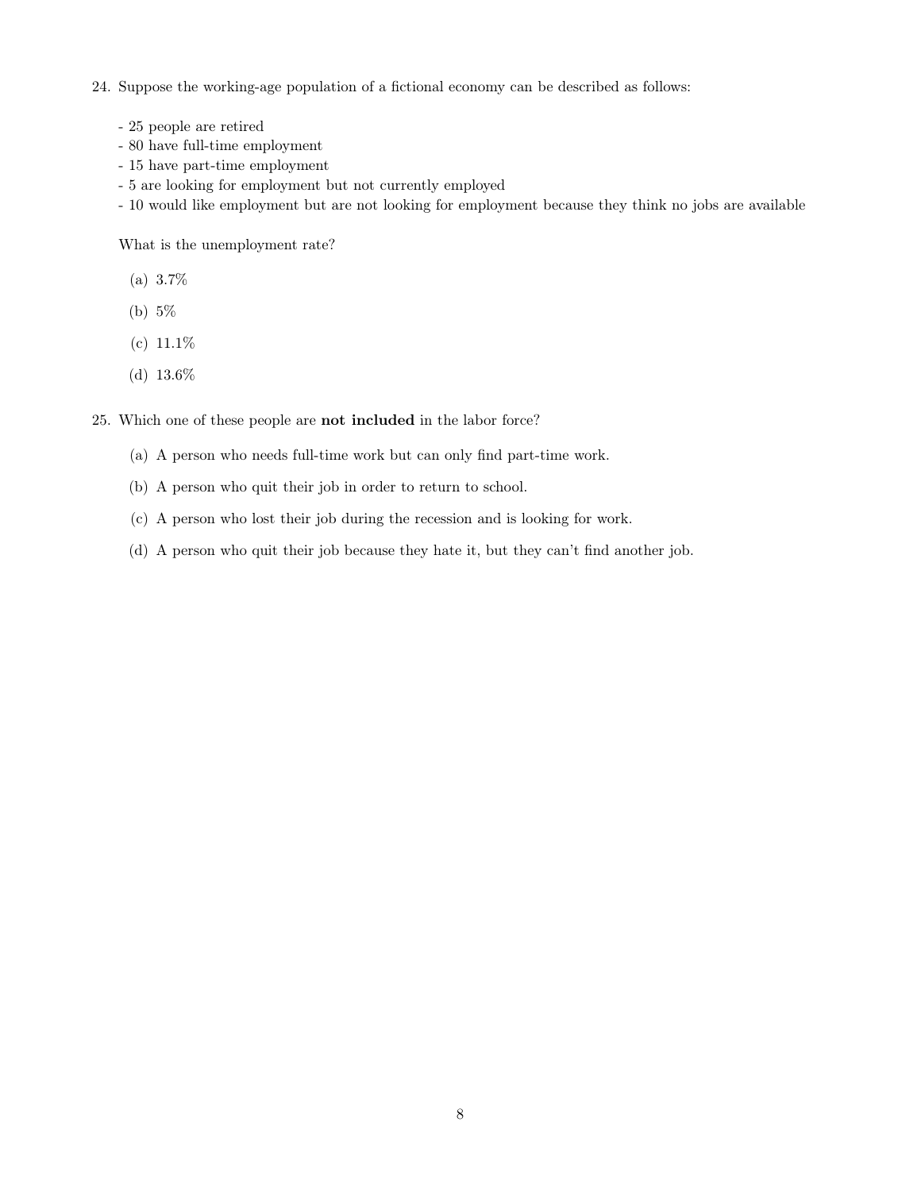24. Suppose the working-age population of a fictional economy can be described as follows:

    - 25 people are retired
    - 80 have full-time employment
    - 15 have part-time employment
    - 5 are looking for employment but not currently employed
    - 10 would like employment but are not looking for employment because they think no jobs are available

    What is the unemployment rate?

    (a) 3.7%

    (b) 5%

    (c) 11.1%

    (d) 13.6%

25. Which one of these people are **not included** in the labor force?

    (a) A person who needs full-time work but can only find part-time work.

    (b) A person who quit their job in order to return to school.

    (c) A person who lost their job during the recession and is looking for work.

    (d) A person who quit their job because they hate it, but they can't find another job.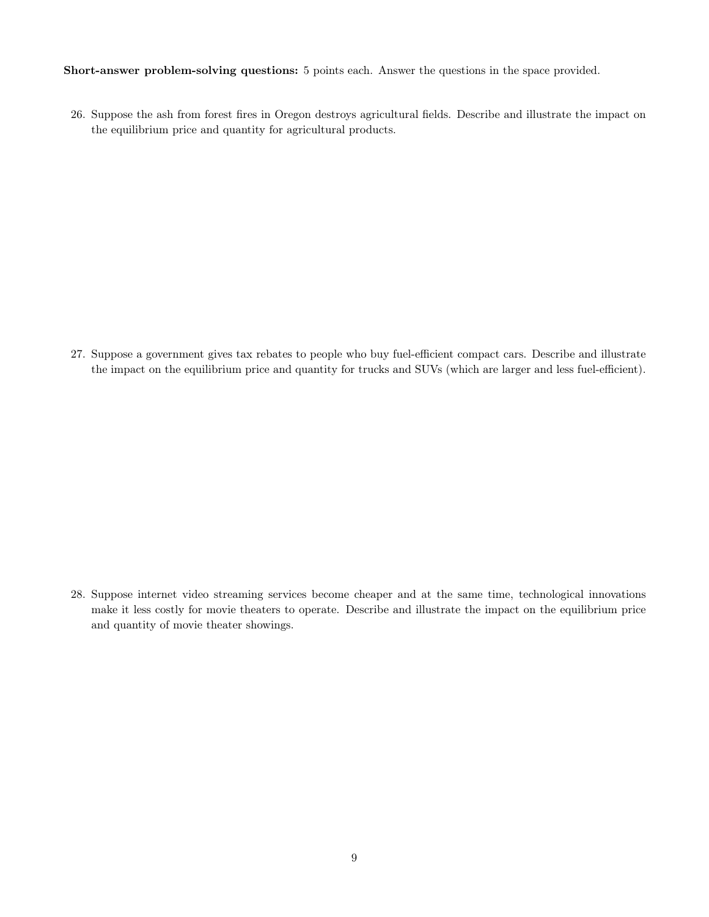**Short-answer problem-solving questions:** 5 points each. Answer the questions in the space provided.

26. Suppose the ash from forest fires in Oregon destroys agricultural fields. Describe and illustrate the impact on the equilibrium price and quantity for agricultural products.

27. Suppose a government gives tax rebates to people who buy fuel-efficient compact cars. Describe and illustrate the impact on the equilibrium price and quantity for trucks and SUVs (which are larger and less fuel-efficient).

28. Suppose internet video streaming services become cheaper and at the same time, technological innovations make it less costly for movie theaters to operate. Describe and illustrate the impact on the equilibrium price and quantity of movie theater showings.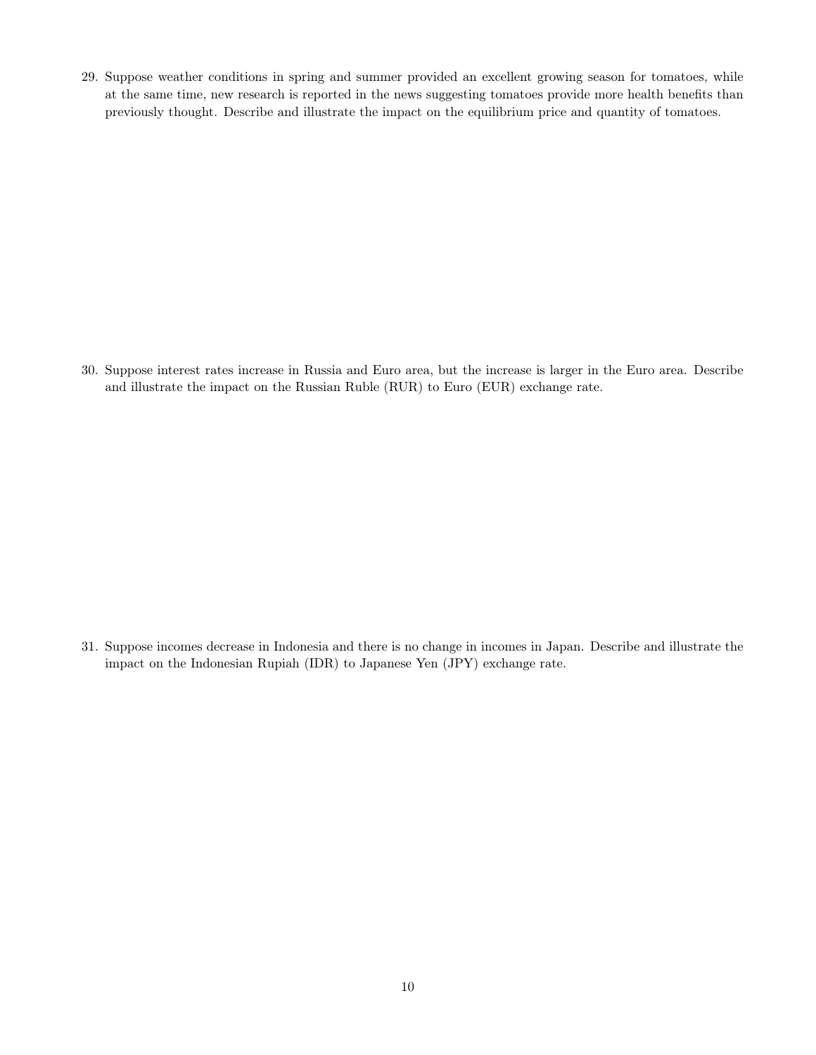29. Suppose weather conditions in spring and summer provided an excellent growing season for tomatoes, while at the same time, new research is reported in the news suggesting tomatoes provide more health benefits than previously thought. Describe and illustrate the impact on the equilibrium price and quantity of tomatoes.

30. Suppose interest rates increase in Russia and Euro area, but the increase is larger in the Euro area. Describe and illustrate the impact on the Russian Ruble (RUR) to Euro (EUR) exchange rate.

31. Suppose incomes decrease in Indonesia and there is no change in incomes in Japan. Describe and illustrate the impact on the Indonesian Rupiah (IDR) to Japanese Yen (JPY) exchange rate.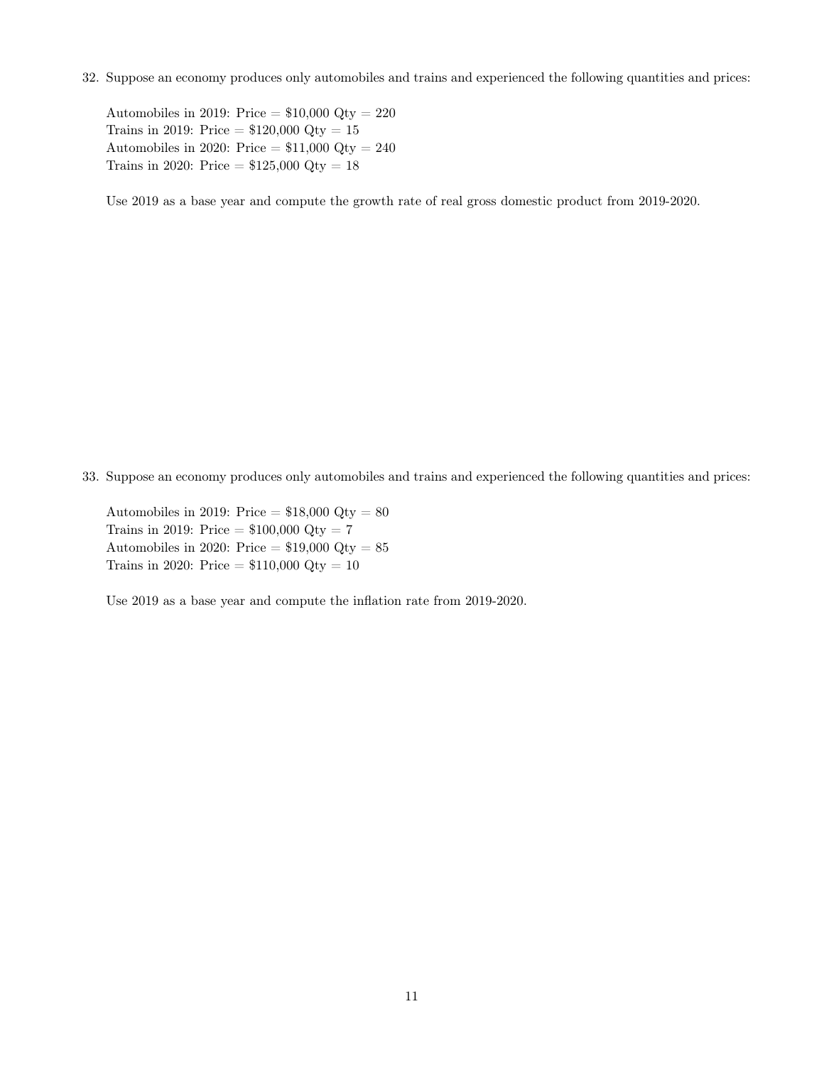32. Suppose an economy produces only automobiles and trains and experienced the following quantities and prices:

    Automobiles in 2019: Price = \$10,000 Qty = 220
    Trains in 2019: Price = \$120,000 Qty = 15
    Automobiles in 2020: Price = \$11,000 Qty = 240
    Trains in 2020: Price = \$125,000 Qty = 18

    Use 2019 as a base year and compute the growth rate of real gross domestic product from 2019-2020.

33. Suppose an economy produces only automobiles and trains and experienced the following quantities and prices:

    Automobiles in 2019: Price = \$18,000 Qty = 80
    Trains in 2019: Price = \$100,000 Qty = 7
    Automobiles in 2020: Price = \$19,000 Qty = 85
    Trains in 2020: Price = \$110,000 Qty = 10

    Use 2019 as a base year and compute the inflation rate from 2019-2020.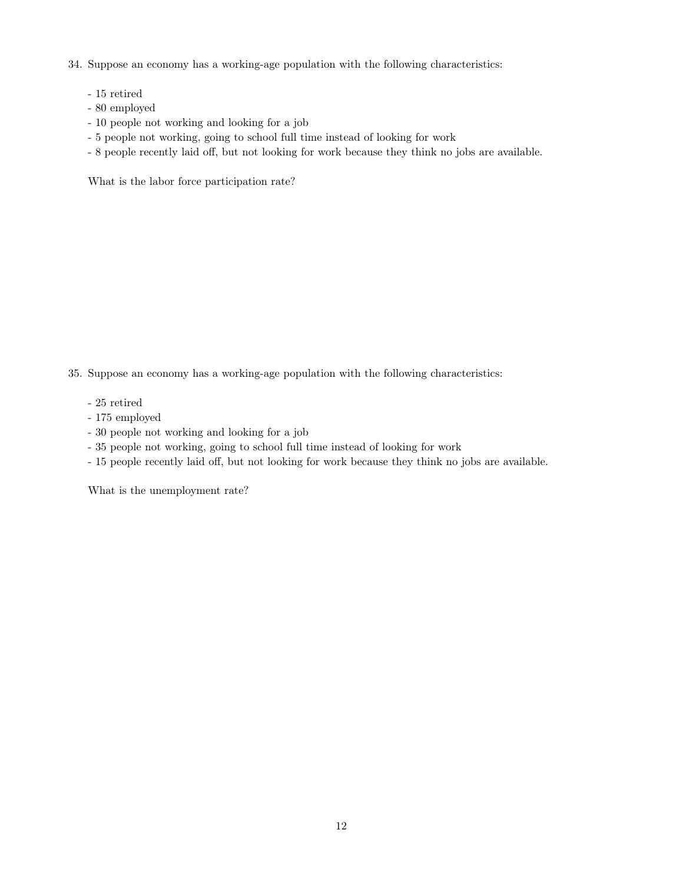34. Suppose an economy has a working-age population with the following characteristics:

    - 15 retired
    - 80 employed
    - 10 people not working and looking for a job
    - 5 people not working, going to school full time instead of looking for work
    - 8 people recently laid off, but not looking for work because they think no jobs are available.

    What is the labor force participation rate?

35. Suppose an economy has a working-age population with the following characteristics:

    - 25 retired
    - 175 employed
    - 30 people not working and looking for a job
    - 35 people not working, going to school full time instead of looking for work
    - 15 people recently laid off, but not looking for work because they think no jobs are available.

    What is the unemployment rate?